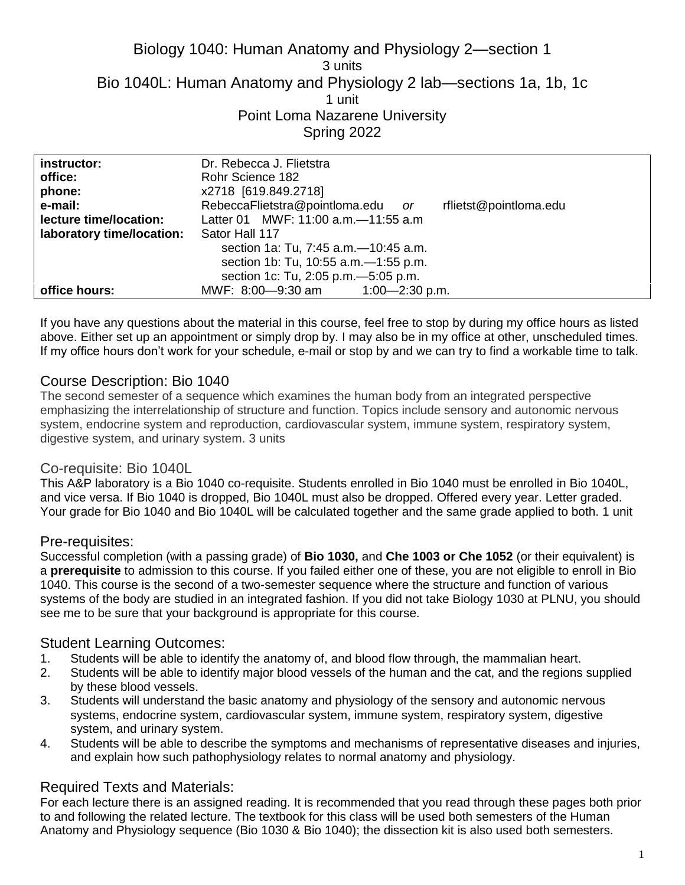# Biology 1040: Human Anatomy and Physiology 2—section 1

3 units

# Bio 1040L: Human Anatomy and Physiology 2 lab—sections 1a, 1b, 1c

1 unit

Point Loma Nazarene University

Spring 2022

| | |
|---|---|
| **instructor:** | Dr. Rebecca J. Flietstra |
| **office:** | Rohr Science 182 |
| **phone:** | x2718 [619.849.2718] |
| **e-mail:** | RebeccaFlietstra@pointloma.edu *or* rflietst@pointloma.edu |
| **lecture time/location:** | Latter 01 MWF: 11:00 a.m.—11:55 a.m |
| **laboratory time/location:** | Sator Hall 117<br>section 1a: Tu, 7:45 a.m.—10:45 a.m.<br>section 1b: Tu, 10:55 a.m.—1:55 p.m.<br>section 1c: Tu, 2:05 p.m.—5:05 p.m. |
| **office hours:** | MWF: 8:00—9:30 am 1:00—2:30 p.m. |

If you have any questions about the material in this course, feel free to stop by during my office hours as listed above. Either set up an appointment or simply drop by. I may also be in my office at other, unscheduled times. If my office hours don't work for your schedule, e-mail or stop by and we can try to find a workable time to talk.

## Course Description: Bio 1040

The second semester of a sequence which examines the human body from an integrated perspective emphasizing the interrelationship of structure and function. Topics include sensory and autonomic nervous system, endocrine system and reproduction, cardiovascular system, immune system, respiratory system, digestive system, and urinary system. 3 units

## Co-requisite: Bio 1040L

This A&P laboratory is a Bio 1040 co-requisite. Students enrolled in Bio 1040 must be enrolled in Bio 1040L, and vice versa. If Bio 1040 is dropped, Bio 1040L must also be dropped. Offered every year. Letter graded. Your grade for Bio 1040 and Bio 1040L will be calculated together and the same grade applied to both. 1 unit

## Pre-requisites:

Successful completion (with a passing grade) of **Bio 1030,** and **Che 1003 or Che 1052** (or their equivalent) is a **prerequisite** to admission to this course. If you failed either one of these, you are not eligible to enroll in Bio 1040. This course is the second of a two-semester sequence where the structure and function of various systems of the body are studied in an integrated fashion. If you did not take Biology 1030 at PLNU, you should see me to be sure that your background is appropriate for this course.

## Student Learning Outcomes:

1. Students will be able to identify the anatomy of, and blood flow through, the mammalian heart.
2. Students will be able to identify major blood vessels of the human and the cat, and the regions supplied by these blood vessels.
3. Students will understand the basic anatomy and physiology of the sensory and autonomic nervous systems, endocrine system, cardiovascular system, immune system, respiratory system, digestive system, and urinary system.
4. Students will be able to describe the symptoms and mechanisms of representative diseases and injuries, and explain how such pathophysiology relates to normal anatomy and physiology.

## Required Texts and Materials:

For each lecture there is an assigned reading. It is recommended that you read through these pages both prior to and following the related lecture. The textbook for this class will be used both semesters of the Human Anatomy and Physiology sequence (Bio 1030 & Bio 1040); the dissection kit is also used both semesters.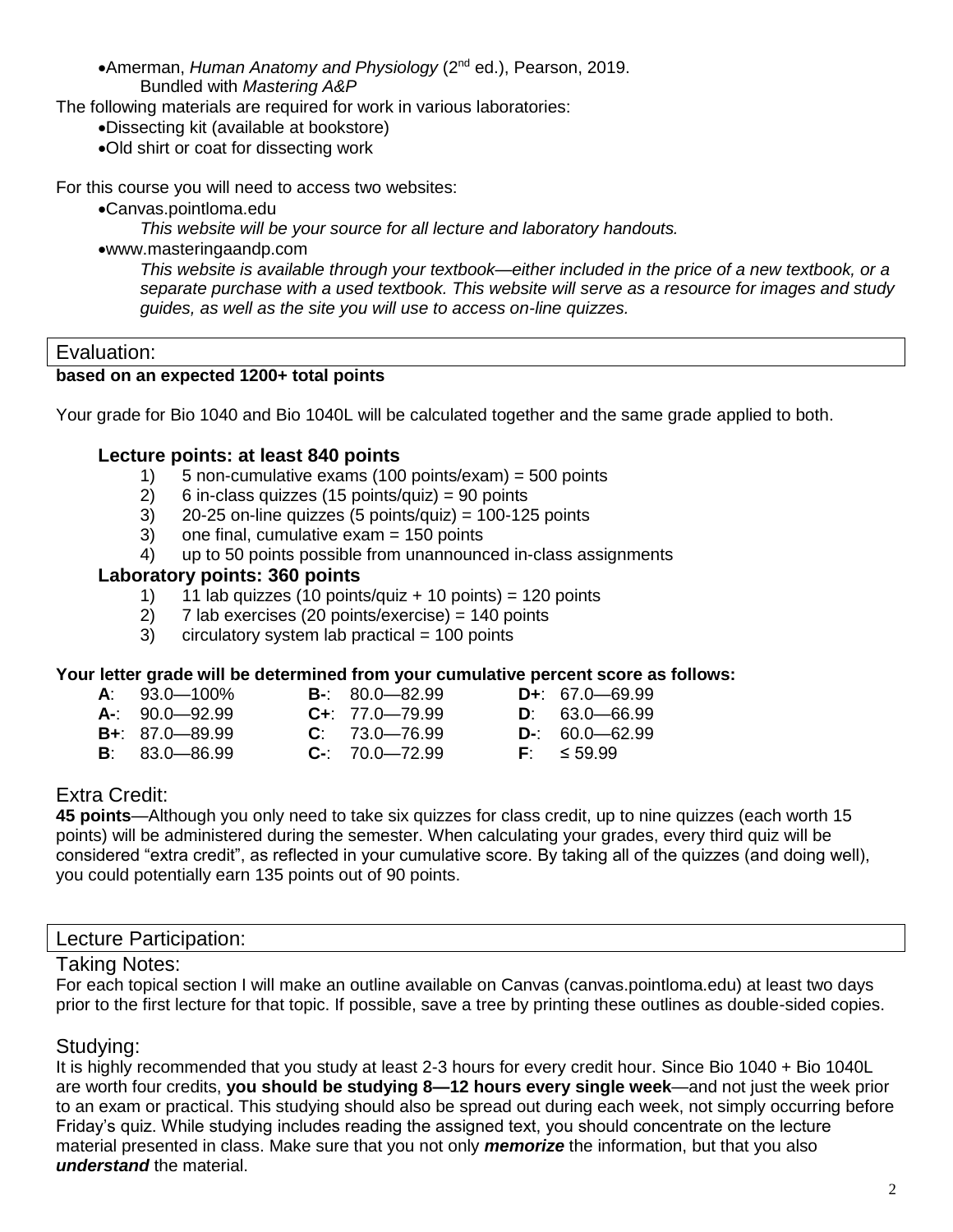- Amerman, *Human Anatomy and Physiology* (2nd ed.), Pearson, 2019.
  Bundled with *Mastering A&P*

The following materials are required for work in various laboratories:

- Dissecting kit (available at bookstore)
- Old shirt or coat for dissecting work

For this course you will need to access two websites:

- Canvas.pointloma.edu
  *This website will be your source for all lecture and laboratory handouts.*
- www.masteringaandp.com
  *This website is available through your textbook—either included in the price of a new textbook, or a separate purchase with a used textbook. This website will serve as a resource for images and study guides, as well as the site you will use to access on-line quizzes.*

## Evaluation:

**based on an expected 1200+ total points**

Your grade for Bio 1040 and Bio 1040L will be calculated together and the same grade applied to both.

### Lecture points: at least 840 points

1) 5 non-cumulative exams (100 points/exam) = 500 points
2) 6 in-class quizzes (15 points/quiz) = 90 points
3) 20-25 on-line quizzes (5 points/quiz) = 100-125 points
3) one final, cumulative exam = 150 points
4) up to 50 points possible from unannounced in-class assignments

### Laboratory points: 360 points

1) 11 lab quizzes (10 points/quiz + 10 points) = 120 points
2) 7 lab exercises (20 points/exercise) = 140 points
3) circulatory system lab practical = 100 points

**Your letter grade will be determined from your cumulative percent score as follows:**

| | | |
|---|---|---|
| **A**: 93.0—100% | **B-**: 80.0—82.99 | **D+**: 67.0—69.99 |
| **A-**: 90.0—92.99 | **C+**: 77.0—79.99 | **D**: 63.0—66.99 |
| **B+**: 87.0—89.99 | **C**: 73.0—76.99 | **D-**: 60.0—62.99 |
| **B**: 83.0—86.99 | **C-**: 70.0—72.99 | **F**: ≤ 59.99 |

## Extra Credit:

**45 points**—Although you only need to take six quizzes for class credit, up to nine quizzes (each worth 15 points) will be administered during the semester. When calculating your grades, every third quiz will be considered "extra credit", as reflected in your cumulative score. By taking all of the quizzes (and doing well), you could potentially earn 135 points out of 90 points.

## Lecture Participation:

### Taking Notes:

For each topical section I will make an outline available on Canvas (canvas.pointloma.edu) at least two days prior to the first lecture for that topic. If possible, save a tree by printing these outlines as double-sided copies.

### Studying:

It is highly recommended that you study at least 2-3 hours for every credit hour. Since Bio 1040 + Bio 1040L are worth four credits, **you should be studying 8—12 hours every single week**—and not just the week prior to an exam or practical. This studying should also be spread out during each week, not simply occurring before Friday's quiz. While studying includes reading the assigned text, you should concentrate on the lecture material presented in class. Make sure that you not only ***memorize*** the information, but that you also ***understand*** the material.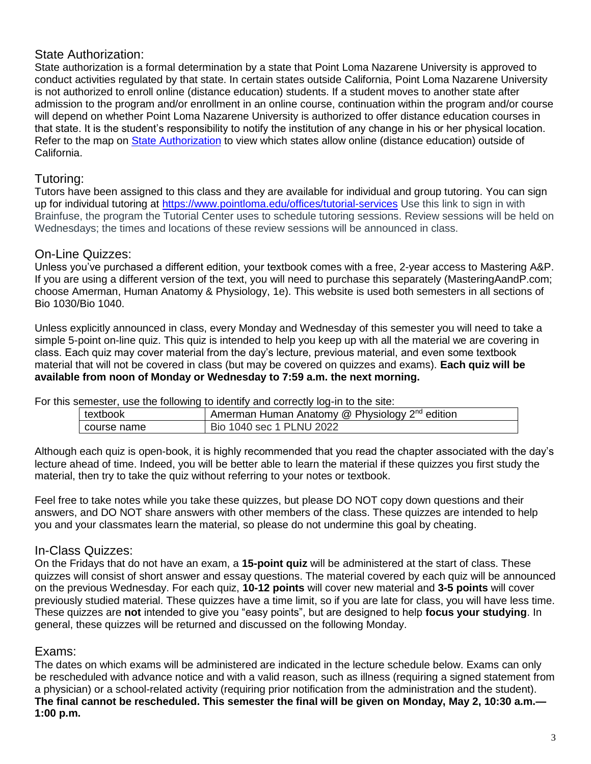## State Authorization:

State authorization is a formal determination by a state that Point Loma Nazarene University is approved to conduct activities regulated by that state. In certain states outside California, Point Loma Nazarene University is not authorized to enroll online (distance education) students. If a student moves to another state after admission to the program and/or enrollment in an online course, continuation within the program and/or course will depend on whether Point Loma Nazarene University is authorized to offer distance education courses in that state. It is the student's responsibility to notify the institution of any change in his or her physical location. Refer to the map on State Authorization to view which states allow online (distance education) outside of California.

## Tutoring:

Tutors have been assigned to this class and they are available for individual and group tutoring. You can sign up for individual tutoring at https://www.pointloma.edu/offices/tutorial-services Use this link to sign in with Brainfuse, the program the Tutorial Center uses to schedule tutoring sessions. Review sessions will be held on Wednesdays; the times and locations of these review sessions will be announced in class.

## On-Line Quizzes:

Unless you've purchased a different edition, your textbook comes with a free, 2-year access to Mastering A&P. If you are using a different version of the text, you will need to purchase this separately (MasteringAandP.com; choose Amerman, Human Anatomy & Physiology, 1e). This website is used both semesters in all sections of Bio 1030/Bio 1040.

Unless explicitly announced in class, every Monday and Wednesday of this semester you will need to take a simple 5-point on-line quiz. This quiz is intended to help you keep up with all the material we are covering in class. Each quiz may cover material from the day's lecture, previous material, and even some textbook material that will not be covered in class (but may be covered on quizzes and exams). **Each quiz will be available from noon of Monday or Wednesday to 7:59 a.m. the next morning.**

For this semester, use the following to identify and correctly log-in to the site:

| textbook | Amerman Human Anatomy @ Physiology 2nd edition |
|---|---|
| course name | Bio 1040 sec 1 PLNU 2022 |

Although each quiz is open-book, it is highly recommended that you read the chapter associated with the day's lecture ahead of time. Indeed, you will be better able to learn the material if these quizzes you first study the material, then try to take the quiz without referring to your notes or textbook.

Feel free to take notes while you take these quizzes, but please DO NOT copy down questions and their answers, and DO NOT share answers with other members of the class. These quizzes are intended to help you and your classmates learn the material, so please do not undermine this goal by cheating.

## In-Class Quizzes:

On the Fridays that do not have an exam, a **15-point quiz** will be administered at the start of class. These quizzes will consist of short answer and essay questions. The material covered by each quiz will be announced on the previous Wednesday. For each quiz, **10-12 points** will cover new material and **3-5 points** will cover previously studied material. These quizzes have a time limit, so if you are late for class, you will have less time. These quizzes are **not** intended to give you "easy points", but are designed to help **focus your studying**. In general, these quizzes will be returned and discussed on the following Monday.

## Exams:

The dates on which exams will be administered are indicated in the lecture schedule below. Exams can only be rescheduled with advance notice and with a valid reason, such as illness (requiring a signed statement from a physician) or a school-related activity (requiring prior notification from the administration and the student). **The final cannot be rescheduled. This semester the final will be given on Monday, May 2, 10:30 a.m.—1:00 p.m.**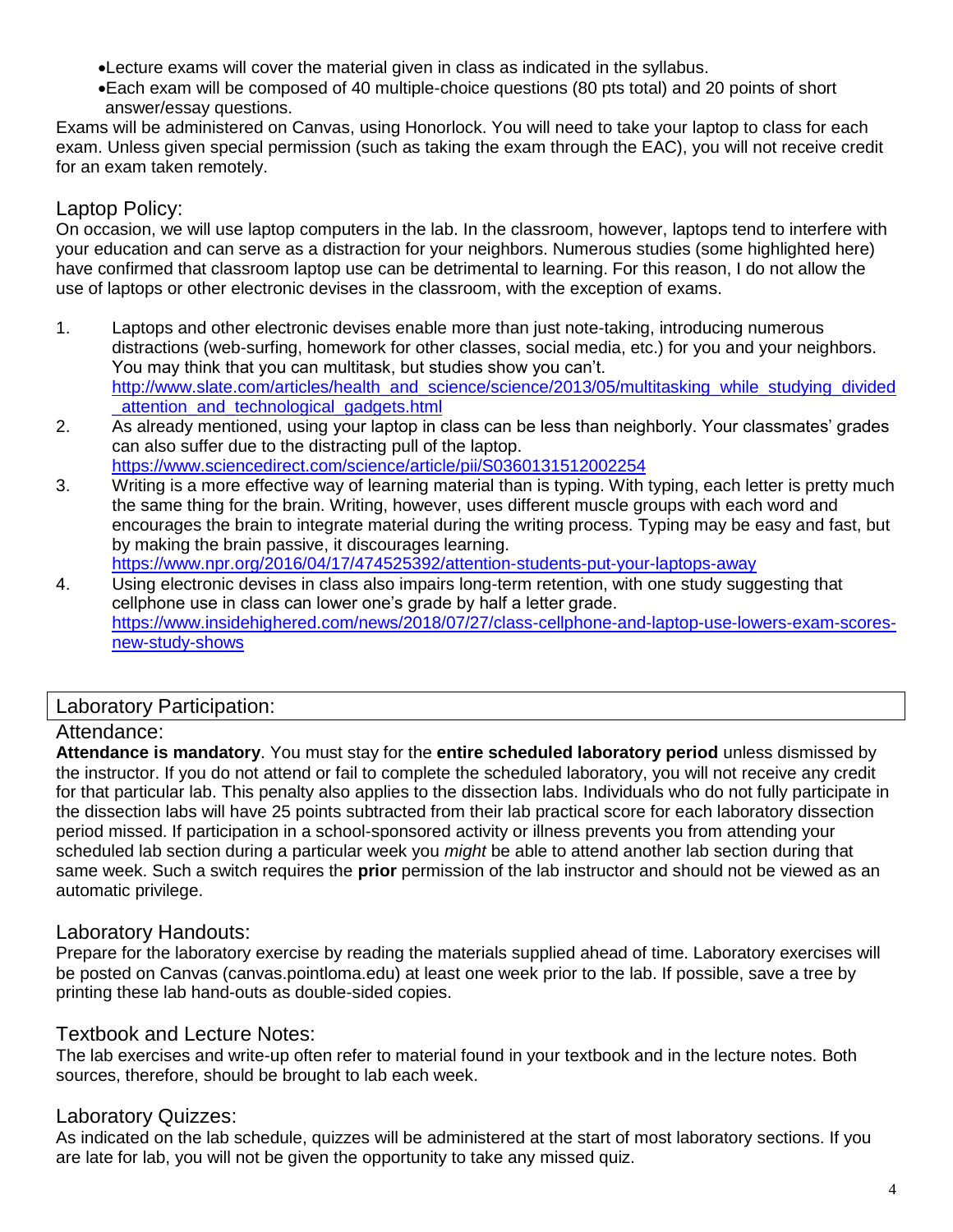- Lecture exams will cover the material given in class as indicated in the syllabus.
- Each exam will be composed of 40 multiple-choice questions (80 pts total) and 20 points of short answer/essay questions.

Exams will be administered on Canvas, using Honorlock. You will need to take your laptop to class for each exam. Unless given special permission (such as taking the exam through the EAC), you will not receive credit for an exam taken remotely.

## Laptop Policy:

On occasion, we will use laptop computers in the lab. In the classroom, however, laptops tend to interfere with your education and can serve as a distraction for your neighbors. Numerous studies (some highlighted here) have confirmed that classroom laptop use can be detrimental to learning. For this reason, I do not allow the use of laptops or other electronic devises in the classroom, with the exception of exams.

1. Laptops and other electronic devises enable more than just note-taking, introducing numerous distractions (web-surfing, homework for other classes, social media, etc.) for you and your neighbors. You may think that you can multitask, but studies show you can't. http://www.slate.com/articles/health_and_science/science/2013/05/multitasking_while_studying_divided_attention_and_technological_gadgets.html
2. As already mentioned, using your laptop in class can be less than neighborly. Your classmates' grades can also suffer due to the distracting pull of the laptop. https://www.sciencedirect.com/science/article/pii/S0360131512002254
3. Writing is a more effective way of learning material than is typing. With typing, each letter is pretty much the same thing for the brain. Writing, however, uses different muscle groups with each word and encourages the brain to integrate material during the writing process. Typing may be easy and fast, but by making the brain passive, it discourages learning. https://www.npr.org/2016/04/17/474525392/attention-students-put-your-laptops-away
4. Using electronic devises in class also impairs long-term retention, with one study suggesting that cellphone use in class can lower one's grade by half a letter grade. https://www.insidehighered.com/news/2018/07/27/class-cellphone-and-laptop-use-lowers-exam-scores-new-study-shows

## Laboratory Participation:

### Attendance:

**Attendance is mandatory**. You must stay for the **entire scheduled laboratory period** unless dismissed by the instructor. If you do not attend or fail to complete the scheduled laboratory, you will not receive any credit for that particular lab. This penalty also applies to the dissection labs. Individuals who do not fully participate in the dissection labs will have 25 points subtracted from their lab practical score for each laboratory dissection period missed. If participation in a school-sponsored activity or illness prevents you from attending your scheduled lab section during a particular week you *might* be able to attend another lab section during that same week. Such a switch requires the **prior** permission of the lab instructor and should not be viewed as an automatic privilege.

### Laboratory Handouts:

Prepare for the laboratory exercise by reading the materials supplied ahead of time. Laboratory exercises will be posted on Canvas (canvas.pointloma.edu) at least one week prior to the lab. If possible, save a tree by printing these lab hand-outs as double-sided copies.

### Textbook and Lecture Notes:

The lab exercises and write-up often refer to material found in your textbook and in the lecture notes. Both sources, therefore, should be brought to lab each week.

### Laboratory Quizzes:

As indicated on the lab schedule, quizzes will be administered at the start of most laboratory sections. If you are late for lab, you will not be given the opportunity to take any missed quiz.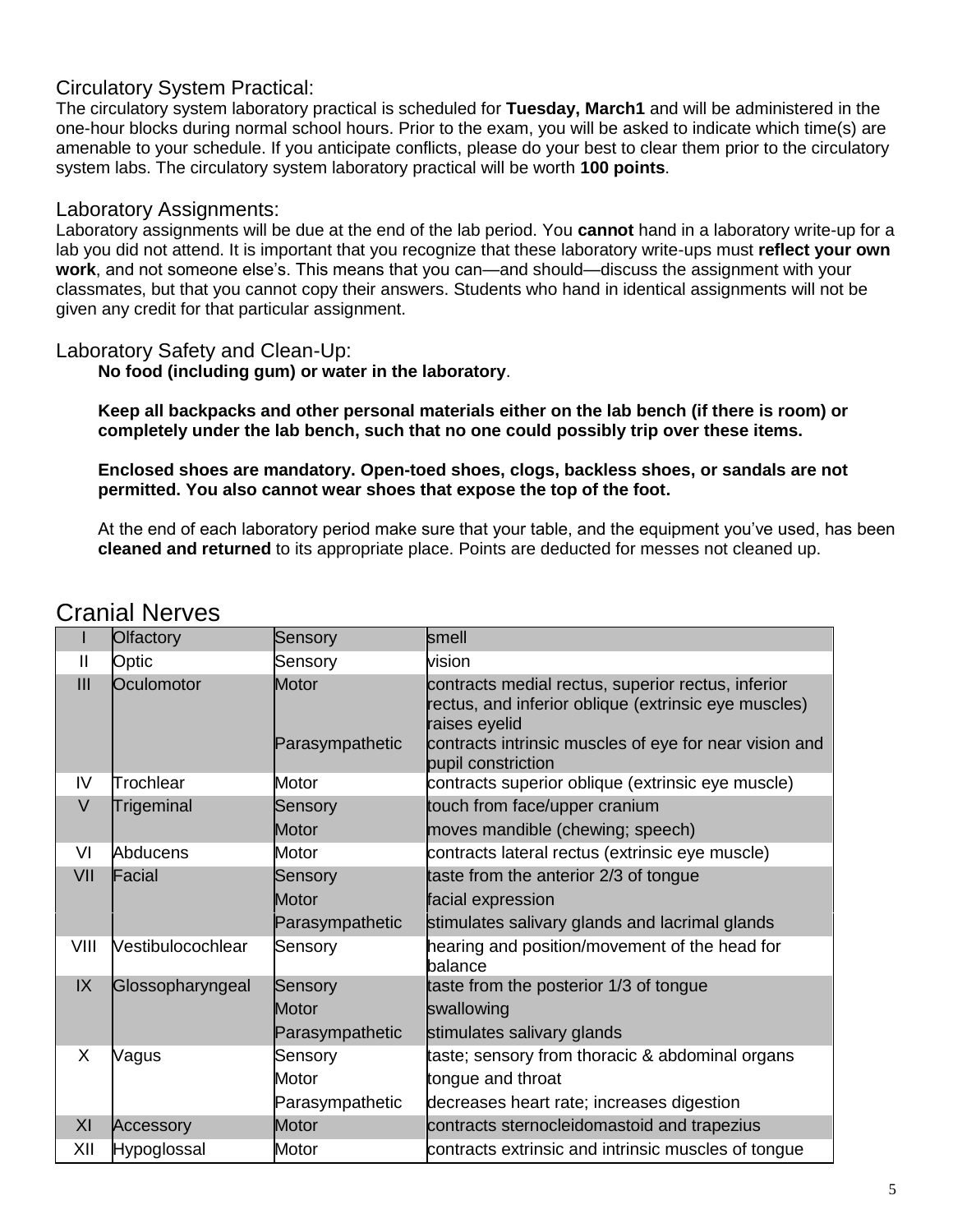## Circulatory System Practical:

The circulatory system laboratory practical is scheduled for **Tuesday, March1** and will be administered in the one-hour blocks during normal school hours. Prior to the exam, you will be asked to indicate which time(s) are amenable to your schedule. If you anticipate conflicts, please do your best to clear them prior to the circulatory system labs. The circulatory system laboratory practical will be worth **100 points**.

## Laboratory Assignments:

Laboratory assignments will be due at the end of the lab period. You **cannot** hand in a laboratory write-up for a lab you did not attend. It is important that you recognize that these laboratory write-ups must **reflect your own work**, and not someone else's. This means that you can—and should—discuss the assignment with your classmates, but that you cannot copy their answers. Students who hand in identical assignments will not be given any credit for that particular assignment.

## Laboratory Safety and Clean-Up:

**No food (including gum) or water in the laboratory**.

**Keep all backpacks and other personal materials either on the lab bench (if there is room) or completely under the lab bench, such that no one could possibly trip over these items.**

**Enclosed shoes are mandatory. Open-toed shoes, clogs, backless shoes, or sandals are not permitted. You also cannot wear shoes that expose the top of the foot.**

At the end of each laboratory period make sure that your table, and the equipment you've used, has been **cleaned and returned** to its appropriate place. Points are deducted for messes not cleaned up.

# Cranial Nerves

| | | | |
|---|---|---|---|
| I | Olfactory | Sensory | smell |
| II | Optic | Sensory | vision |
| III | Oculomotor | Motor | contracts medial rectus, superior rectus, inferior rectus, and inferior oblique (extrinsic eye muscles) raises eyelid |
| | | Parasympathetic | contracts intrinsic muscles of eye for near vision and pupil constriction |
| IV | Trochlear | Motor | contracts superior oblique (extrinsic eye muscle) |
| V | Trigeminal | Sensory | touch from face/upper cranium |
| | | Motor | moves mandible (chewing; speech) |
| VI | Abducens | Motor | contracts lateral rectus (extrinsic eye muscle) |
| VII | Facial | Sensory | taste from the anterior 2/3 of tongue |
| | | Motor | facial expression |
| | | Parasympathetic | stimulates salivary glands and lacrimal glands |
| VIII | Vestibulocochlear | Sensory | hearing and position/movement of the head for balance |
| IX | Glossopharyngeal | Sensory | taste from the posterior 1/3 of tongue |
| | | Motor | swallowing |
| | | Parasympathetic | stimulates salivary glands |
| X | Vagus | Sensory | taste; sensory from thoracic & abdominal organs |
| | | Motor | tongue and throat |
| | | Parasympathetic | decreases heart rate; increases digestion |
| XI | Accessory | Motor | contracts sternocleidomastoid and trapezius |
| XII | Hypoglossal | Motor | contracts extrinsic and intrinsic muscles of tongue |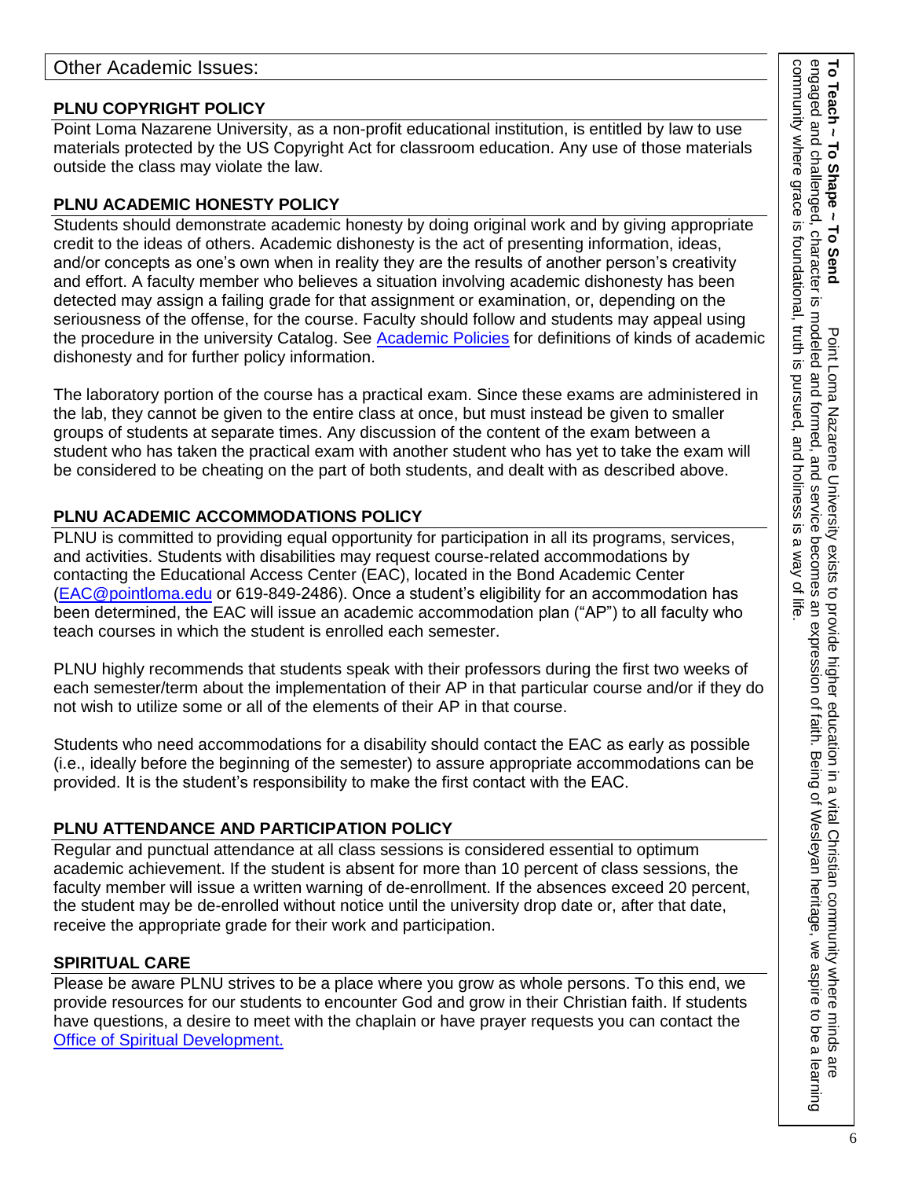## Other Academic Issues:

### PLNU COPYRIGHT POLICY

Point Loma Nazarene University, as a non-profit educational institution, is entitled by law to use materials protected by the US Copyright Act for classroom education. Any use of those materials outside the class may violate the law.

### PLNU ACADEMIC HONESTY POLICY

Students should demonstrate academic honesty by doing original work and by giving appropriate credit to the ideas of others. Academic dishonesty is the act of presenting information, ideas, and/or concepts as one's own when in reality they are the results of another person's creativity and effort. A faculty member who believes a situation involving academic dishonesty has been detected may assign a failing grade for that assignment or examination, or, depending on the seriousness of the offense, for the course. Faculty should follow and students may appeal using the procedure in the university Catalog. See Academic Policies for definitions of kinds of academic dishonesty and for further policy information.

The laboratory portion of the course has a practical exam. Since these exams are administered in the lab, they cannot be given to the entire class at once, but must instead be given to smaller groups of students at separate times. Any discussion of the content of the exam between a student who has taken the practical exam with another student who has yet to take the exam will be considered to be cheating on the part of both students, and dealt with as described above.

### PLNU ACADEMIC ACCOMMODATIONS POLICY

PLNU is committed to providing equal opportunity for participation in all its programs, services, and activities. Students with disabilities may request course-related accommodations by contacting the Educational Access Center (EAC), located in the Bond Academic Center (EAC@pointloma.edu or 619-849-2486). Once a student's eligibility for an accommodation has been determined, the EAC will issue an academic accommodation plan ("AP") to all faculty who teach courses in which the student is enrolled each semester.

PLNU highly recommends that students speak with their professors during the first two weeks of each semester/term about the implementation of their AP in that particular course and/or if they do not wish to utilize some or all of the elements of their AP in that course.

Students who need accommodations for a disability should contact the EAC as early as possible (i.e., ideally before the beginning of the semester) to assure appropriate accommodations can be provided. It is the student's responsibility to make the first contact with the EAC.

### PLNU ATTENDANCE AND PARTICIPATION POLICY

Regular and punctual attendance at all class sessions is considered essential to optimum academic achievement. If the student is absent for more than 10 percent of class sessions, the faculty member will issue a written warning of de-enrollment. If the absences exceed 20 percent, the student may be de-enrolled without notice until the university drop date or, after that date, receive the appropriate grade for their work and participation.

### SPIRITUAL CARE

Please be aware PLNU strives to be a place where you grow as whole persons. To this end, we provide resources for our students to encounter God and grow in their Christian faith. If students have questions, a desire to meet with the chaplain or have prayer requests you can contact the Office of Spiritual Development.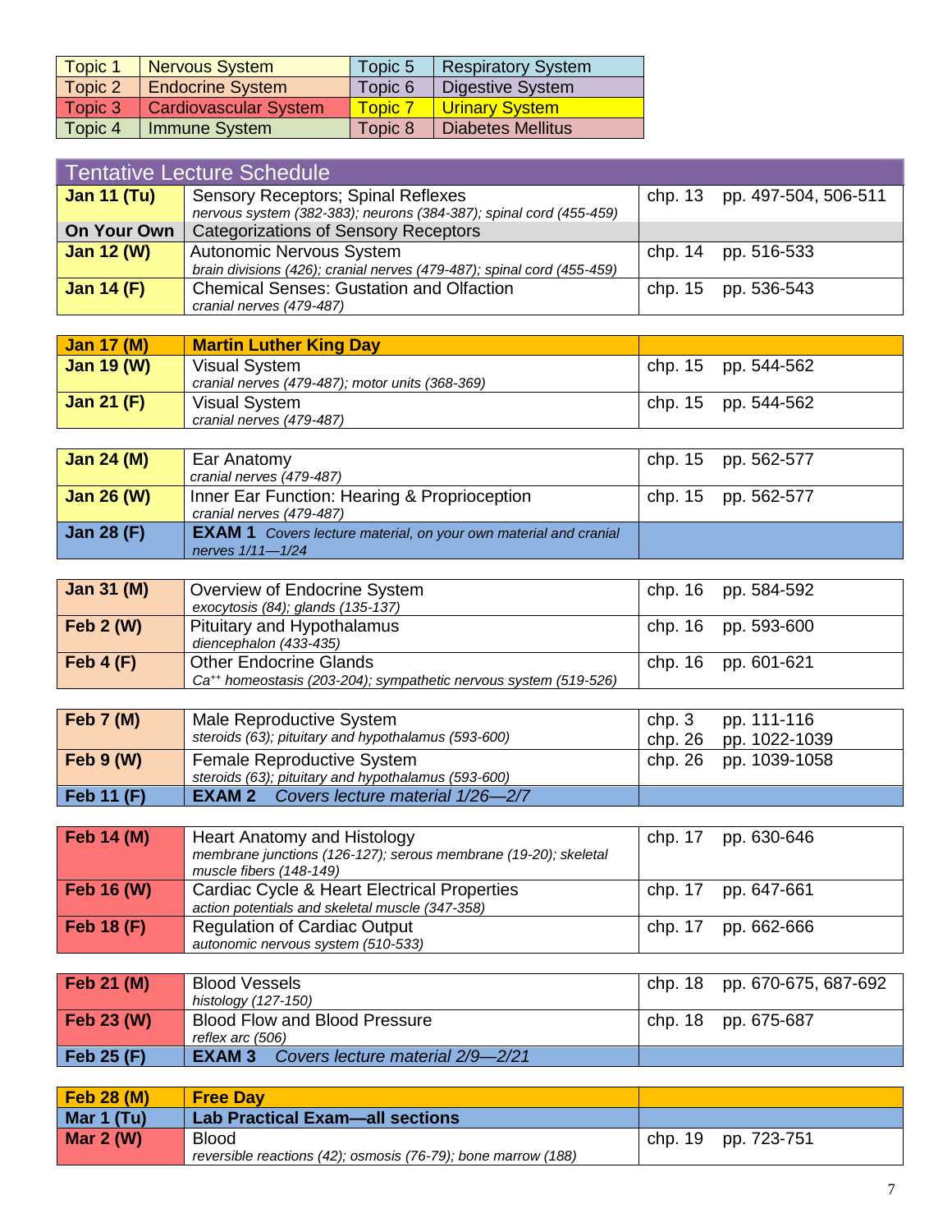| Topic 1 | Nervous System | Topic 5 | Respiratory System |
|---|---|---|---|
| Topic 2 | Endocrine System | Topic 6 | Digestive System |
| Topic 3 | Cardiovascular System | Topic 7 | Urinary System |
| Topic 4 | Immune System | Topic 8 | Diabetes Mellitus |

## Tentative Lecture Schedule

| Date | Topic | Chapter | Pages |
|---|---|---|---|
| **Jan 11 (Tu)** | Sensory Receptors; Spinal Reflexes<br>*nervous system (382-383); neurons (384-387); spinal cord (455-459)* | chp. 13 | pp. 497-504, 506-511 |
| **On Your Own** | Categorizations of Sensory Receptors | | |
| **Jan 12 (W)** | Autonomic Nervous System<br>*brain divisions (426); cranial nerves (479-487); spinal cord (455-459)* | chp. 14 | pp. 516-533 |
| **Jan 14 (F)** | Chemical Senses: Gustation and Olfaction<br>*cranial nerves (479-487)* | chp. 15 | pp. 536-543 |
| **Jan 17 (M)** | **Martin Luther King Day** | | |
| **Jan 19 (W)** | Visual System<br>*cranial nerves (479-487); motor units (368-369)* | chp. 15 | pp. 544-562 |
| **Jan 21 (F)** | Visual System<br>*cranial nerves (479-487)* | chp. 15 | pp. 544-562 |
| **Jan 24 (M)** | Ear Anatomy<br>*cranial nerves (479-487)* | chp. 15 | pp. 562-577 |
| **Jan 26 (W)** | Inner Ear Function: Hearing & Proprioception<br>*cranial nerves (479-487)* | chp. 15 | pp. 562-577 |
| **Jan 28 (F)** | **EXAM 1** *Covers lecture material, on your own material and cranial nerves 1/11—1/24* | | |
| **Jan 31 (M)** | Overview of Endocrine System<br>*exocytosis (84); glands (135-137)* | chp. 16 | pp. 584-592 |
| **Feb 2 (W)** | Pituitary and Hypothalamus<br>*diencephalon (433-435)* | chp. 16 | pp. 593-600 |
| **Feb 4 (F)** | Other Endocrine Glands<br>*$Ca^{++}$ homeostasis (203-204); sympathetic nervous system (519-526)* | chp. 16 | pp. 601-621 |
| **Feb 7 (M)** | Male Reproductive System<br>*steroids (63); pituitary and hypothalamus (593-600)* | chp. 3<br>chp. 26 | pp. 111-116<br>pp. 1022-1039 |
| **Feb 9 (W)** | Female Reproductive System<br>*steroids (63); pituitary and hypothalamus (593-600)* | chp. 26 | pp. 1039-1058 |
| **Feb 11 (F)** | **EXAM 2** *Covers lecture material 1/26—2/7* | | |
| **Feb 14 (M)** | Heart Anatomy and Histology<br>*membrane junctions (126-127); serous membrane (19-20); skeletal muscle fibers (148-149)* | chp. 17 | pp. 630-646 |
| **Feb 16 (W)** | Cardiac Cycle & Heart Electrical Properties<br>*action potentials and skeletal muscle (347-358)* | chp. 17 | pp. 647-661 |
| **Feb 18 (F)** | Regulation of Cardiac Output<br>*autonomic nervous system (510-533)* | chp. 17 | pp. 662-666 |
| **Feb 21 (M)** | Blood Vessels<br>*histology (127-150)* | chp. 18 | pp. 670-675, 687-692 |
| **Feb 23 (W)** | Blood Flow and Blood Pressure<br>*reflex arc (506)* | chp. 18 | pp. 675-687 |
| **Feb 25 (F)** | **EXAM 3** *Covers lecture material 2/9—2/21* | | |
| **Feb 28 (M)** | **Free Day** | | |
| **Mar 1 (Tu)** | **Lab Practical Exam—all sections** | | |
| **Mar 2 (W)** | Blood<br>*reversible reactions (42); osmosis (76-79); bone marrow (188)* | chp. 19 | pp. 723-751 |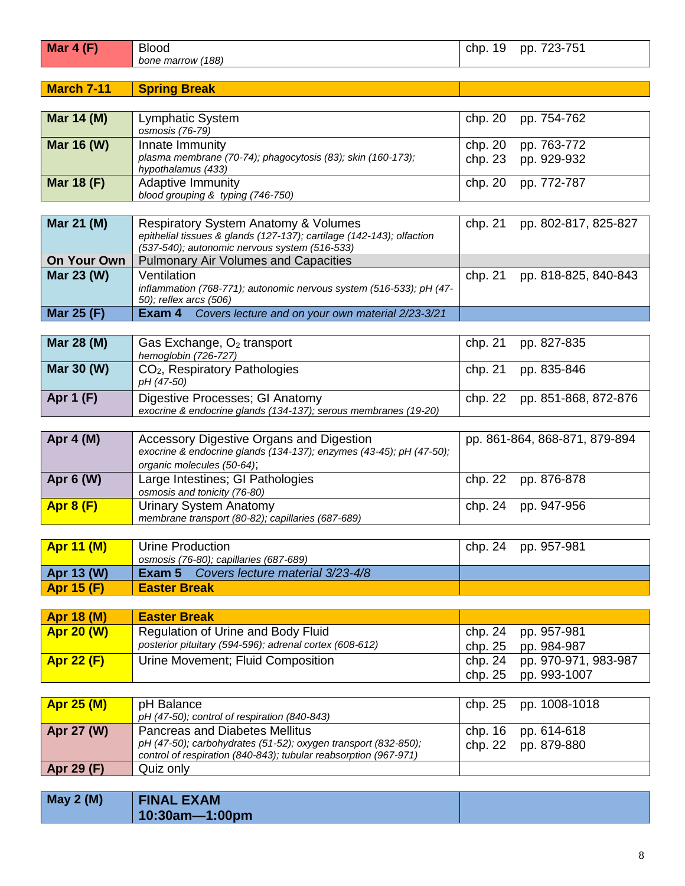| Date | Topic | Chapter | Pages |
|---|---|---|---|
| **Mar 4 (F)** | Blood<br>*bone marrow (188)* | chp. 19 | pp. 723-751 |
| **March 7-11** | **Spring Break** | | |
| **Mar 14 (M)** | Lymphatic System<br>*osmosis (76-79)* | chp. 20 | pp. 754-762 |
| **Mar 16 (W)** | Innate Immunity<br>*plasma membrane (70-74); phagocytosis (83); skin (160-173); hypothalamus (433)* | chp. 20<br>chp. 23 | pp. 763-772<br>pp. 929-932 |
| **Mar 18 (F)** | Adaptive Immunity<br>*blood grouping & typing (746-750)* | chp. 20 | pp. 772-787 |
| **Mar 21 (M)** | Respiratory System Anatomy & Volumes<br>*epithelial tissues & glands (127-137); cartilage (142-143); olfaction (537-540); autonomic nervous system (516-533)* | chp. 21 | pp. 802-817, 825-827 |
| **On Your Own** | Pulmonary Air Volumes and Capacities | | |
| **Mar 23 (W)** | Ventilation<br>*inflammation (768-771); autonomic nervous system (516-533); pH (47-50); reflex arcs (506)* | chp. 21 | pp. 818-825, 840-843 |
| **Mar 25 (F)** | **Exam 4** *Covers lecture and on your own material 2/23-3/21* | | |
| **Mar 28 (M)** | Gas Exchange, $O_2$ transport<br>*hemoglobin (726-727)* | chp. 21 | pp. 827-835 |
| **Mar 30 (W)** | $CO_2$, Respiratory Pathologies<br>*pH (47-50)* | chp. 21 | pp. 835-846 |
| **Apr 1 (F)** | Digestive Processes; GI Anatomy<br>*exocrine & endocrine glands (134-137); serous membranes (19-20)* | chp. 22 | pp. 851-868, 872-876 |
| **Apr 4 (M)** | Accessory Digestive Organs and Digestion<br>*exocrine & endocrine glands (134-137); enzymes (43-45); pH (47-50); organic molecules (50-64);* | | pp. 861-864, 868-871, 879-894 |
| **Apr 6 (W)** | Large Intestines; GI Pathologies<br>*osmosis and tonicity (76-80)* | chp. 22 | pp. 876-878 |
| **Apr 8 (F)** | Urinary System Anatomy<br>*membrane transport (80-82); capillaries (687-689)* | chp. 24 | pp. 947-956 |
| **Apr 11 (M)** | Urine Production<br>*osmosis (76-80); capillaries (687-689)* | chp. 24 | pp. 957-981 |
| **Apr 13 (W)** | **Exam 5** *Covers lecture material 3/23-4/8* | | |
| **Apr 15 (F)** | **Easter Break** | | |
| **Apr 18 (M)** | **Easter Break** | | |
| **Apr 20 (W)** | Regulation of Urine and Body Fluid<br>*posterior pituitary (594-596); adrenal cortex (608-612)* | chp. 24<br>chp. 25 | pp. 957-981<br>pp. 984-987 |
| **Apr 22 (F)** | Urine Movement; Fluid Composition | chp. 24<br>chp. 25 | pp. 970-971, 983-987<br>pp. 993-1007 |
| **Apr 25 (M)** | pH Balance<br>*pH (47-50); control of respiration (840-843)* | chp. 25 | pp. 1008-1018 |
| **Apr 27 (W)** | Pancreas and Diabetes Mellitus<br>*pH (47-50); carbohydrates (51-52); oxygen transport (832-850); control of respiration (840-843); tubular reabsorption (967-971)* | chp. 16<br>chp. 22 | pp. 614-618<br>pp. 879-880 |
| **Apr 29 (F)** | Quiz only | | |
| **May 2 (M)** | **FINAL EXAM**<br>**10:30am—1:00pm** | | |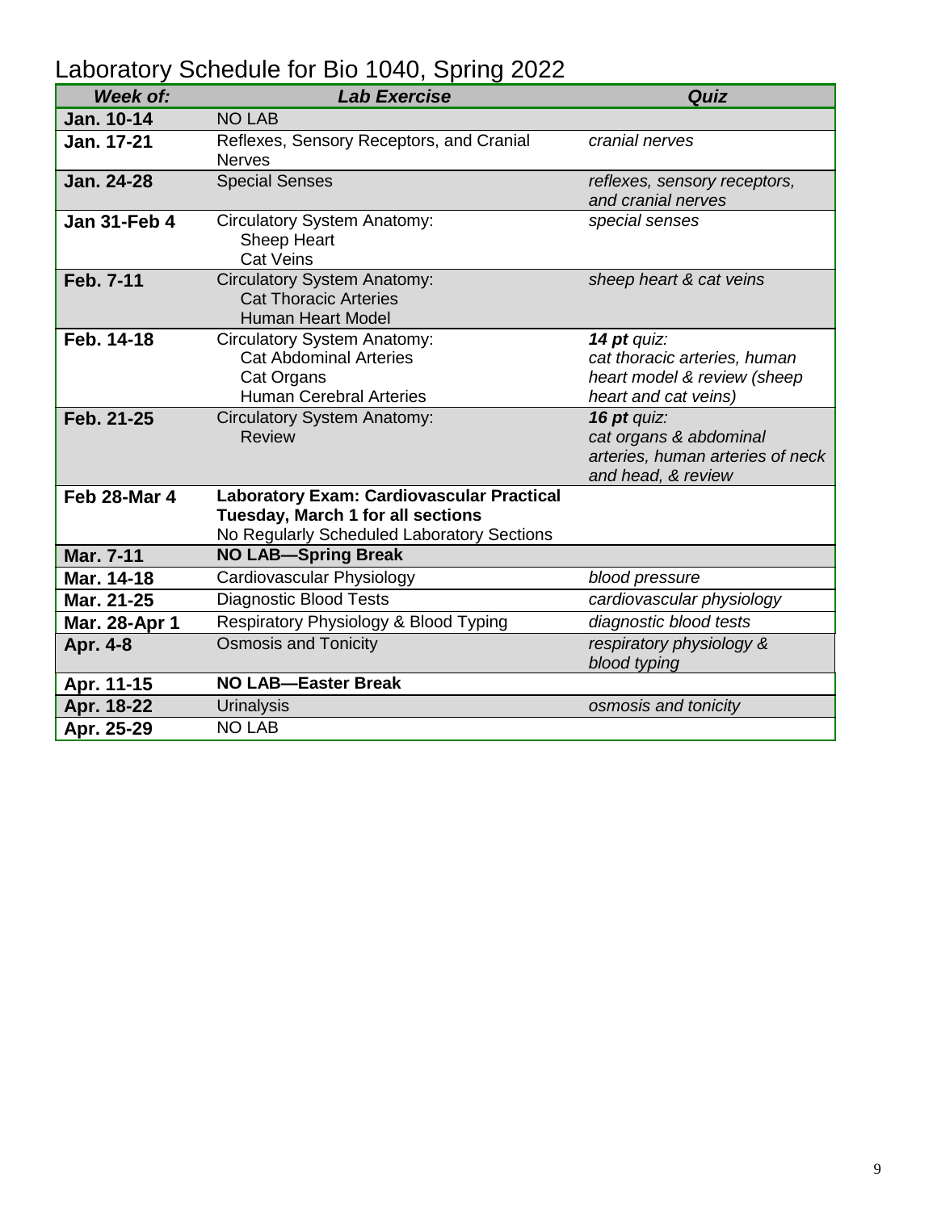# Laboratory Schedule for Bio 1040, Spring 2022

| ***Week of:*** | ***Lab Exercise*** | ***Quiz*** |
|---|---|---|
| **Jan. 10-14** | NO LAB | |
| **Jan. 17-21** | Reflexes, Sensory Receptors, and Cranial Nerves | *cranial nerves* |
| **Jan. 24-28** | Special Senses | *reflexes, sensory receptors, and cranial nerves* |
| **Jan 31-Feb 4** | Circulatory System Anatomy:<br>Sheep Heart<br>Cat Veins | *special senses* |
| **Feb. 7-11** | Circulatory System Anatomy:<br>Cat Thoracic Arteries<br>Human Heart Model | *sheep heart & cat veins* |
| **Feb. 14-18** | Circulatory System Anatomy:<br>Cat Abdominal Arteries<br>Cat Organs<br>Human Cerebral Arteries | ***14 pt** quiz:*<br>*cat thoracic arteries, human heart model & review (sheep heart and cat veins)* |
| **Feb. 21-25** | Circulatory System Anatomy:<br>Review | ***16 pt** quiz:*<br>*cat organs & abdominal arteries, human arteries of neck and head, & review* |
| **Feb 28-Mar 4** | **Laboratory Exam: Cardiovascular Practical**<br>**Tuesday, March 1 for all sections**<br>No Regularly Scheduled Laboratory Sections | |
| **Mar. 7-11** | **NO LAB—Spring Break** | |
| **Mar. 14-18** | Cardiovascular Physiology | *blood pressure* |
| **Mar. 21-25** | Diagnostic Blood Tests | *cardiovascular physiology* |
| **Mar. 28-Apr 1** | Respiratory Physiology & Blood Typing | *diagnostic blood tests* |
| **Apr. 4-8** | Osmosis and Tonicity | *respiratory physiology & blood typing* |
| **Apr. 11-15** | **NO LAB—Easter Break** | |
| **Apr. 18-22** | Urinalysis | *osmosis and tonicity* |
| **Apr. 25-29** | NO LAB | |